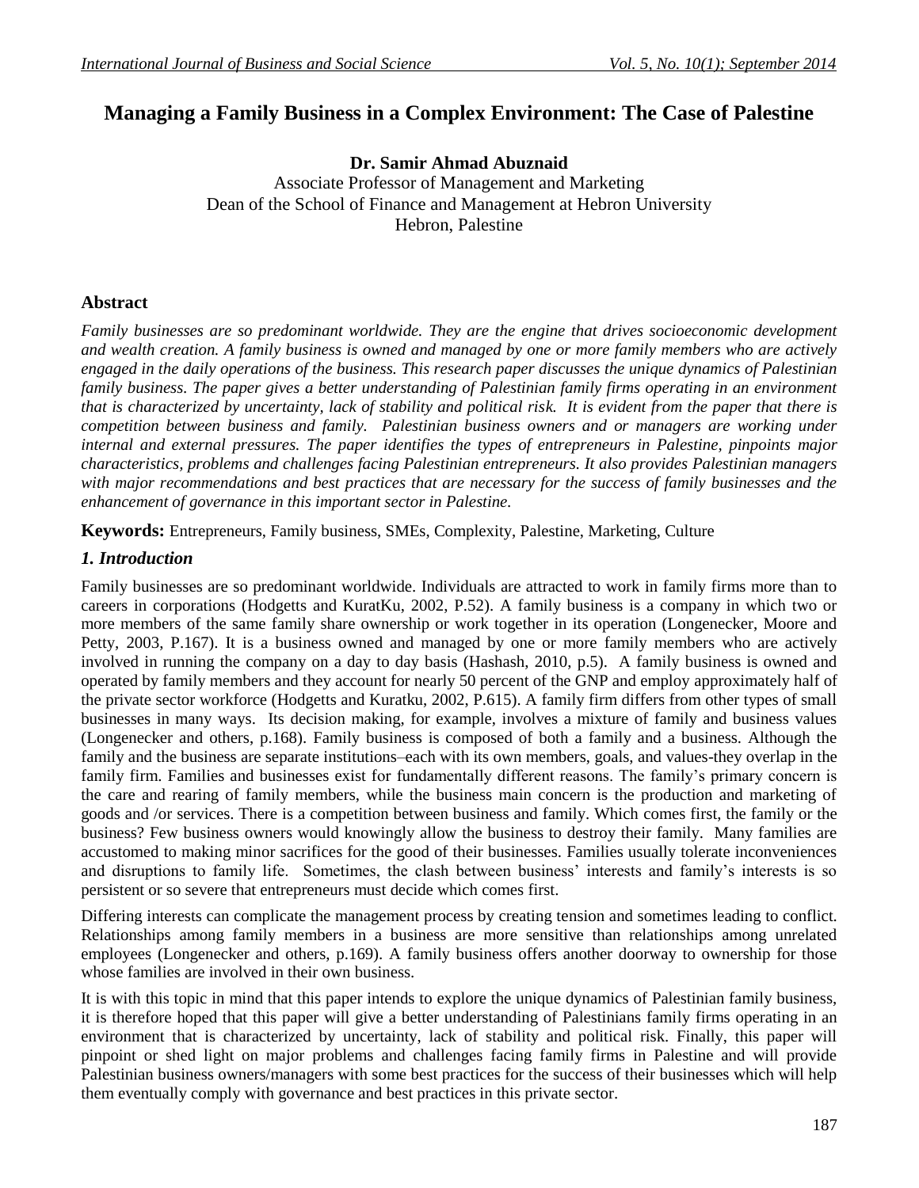# Managing a Family Business in a Complex Environment: The Case of Palestine

**Dr. Samir Ahmad Abuznaid**

Associate Professor of Management and Marketing
Dean of the School of Finance and Management at Hebron University
Hebron, Palestine

## Abstract

*Family businesses are so predominant worldwide. They are the engine that drives socioeconomic development and wealth creation. A family business is owned and managed by one or more family members who are actively engaged in the daily operations of the business. This research paper discusses the unique dynamics of Palestinian family business. The paper gives a better understanding of Palestinian family firms operating in an environment that is characterized by uncertainty, lack of stability and political risk. It is evident from the paper that there is competition between business and family. Palestinian business owners and or managers are working under internal and external pressures. The paper identifies the types of entrepreneurs in Palestine, pinpoints major characteristics, problems and challenges facing Palestinian entrepreneurs. It also provides Palestinian managers with major recommendations and best practices that are necessary for the success of family businesses and the enhancement of governance in this important sector in Palestine.*

**Keywords:** Entrepreneurs, Family business, SMEs, Complexity, Palestine, Marketing, Culture

## *1. Introduction*

Family businesses are so predominant worldwide. Individuals are attracted to work in family firms more than to careers in corporations (Hodgetts and KuratKu, 2002, P.52). A family business is a company in which two or more members of the same family share ownership or work together in its operation (Longenecker, Moore and Petty, 2003, P.167). It is a business owned and managed by one or more family members who are actively involved in running the company on a day to day basis (Hashash, 2010, p.5). A family business is owned and operated by family members and they account for nearly 50 percent of the GNP and employ approximately half of the private sector workforce (Hodgetts and Kuratku, 2002, P.615). A family firm differs from other types of small businesses in many ways. Its decision making, for example, involves a mixture of family and business values (Longenecker and others, p.168). Family business is composed of both a family and a business. Although the family and the business are separate institutions–each with its own members, goals, and values-they overlap in the family firm. Families and businesses exist for fundamentally different reasons. The family's primary concern is the care and rearing of family members, while the business main concern is the production and marketing of goods and /or services. There is a competition between business and family. Which comes first, the family or the business? Few business owners would knowingly allow the business to destroy their family. Many families are accustomed to making minor sacrifices for the good of their businesses. Families usually tolerate inconveniences and disruptions to family life. Sometimes, the clash between business' interests and family's interests is so persistent or so severe that entrepreneurs must decide which comes first.

Differing interests can complicate the management process by creating tension and sometimes leading to conflict. Relationships among family members in a business are more sensitive than relationships among unrelated employees (Longenecker and others, p.169). A family business offers another doorway to ownership for those whose families are involved in their own business.

It is with this topic in mind that this paper intends to explore the unique dynamics of Palestinian family business, it is therefore hoped that this paper will give a better understanding of Palestinians family firms operating in an environment that is characterized by uncertainty, lack of stability and political risk. Finally, this paper will pinpoint or shed light on major problems and challenges facing family firms in Palestine and will provide Palestinian business owners/managers with some best practices for the success of their businesses which will help them eventually comply with governance and best practices in this private sector.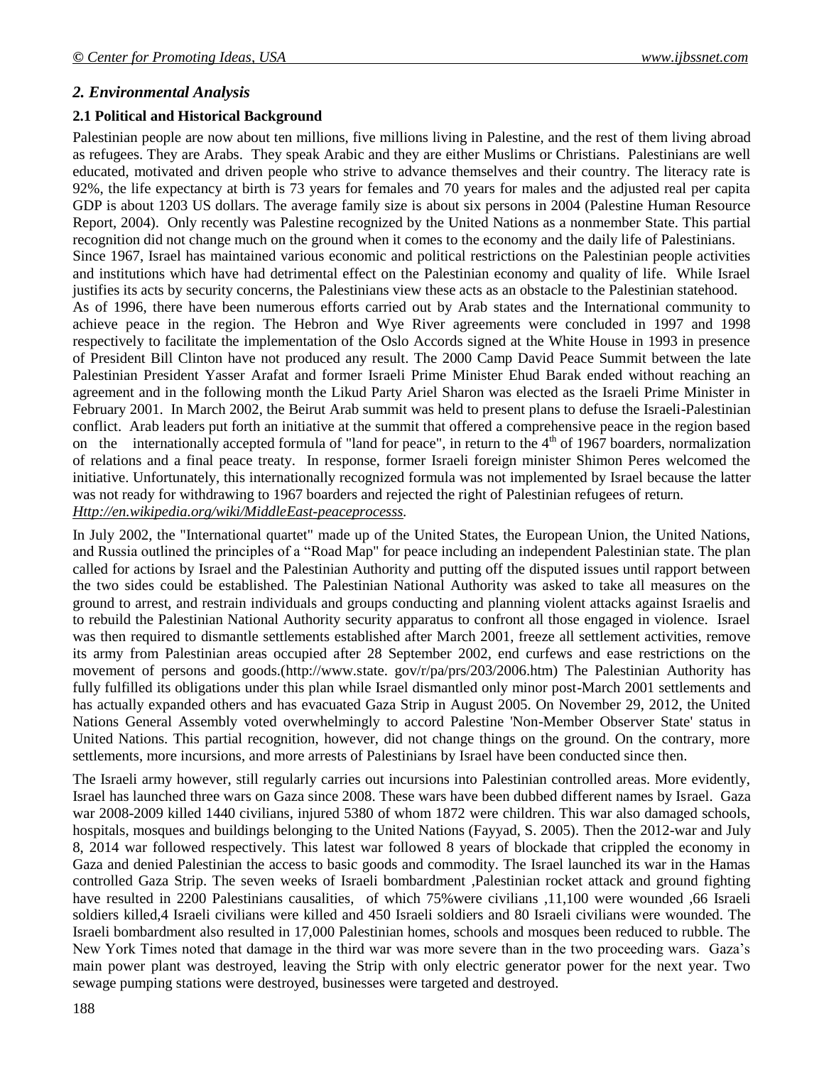## *2. Environmental Analysis*

### 2.1 Political and Historical Background

Palestinian people are now about ten millions, five millions living in Palestine, and the rest of them living abroad as refugees. They are Arabs. They speak Arabic and they are either Muslims or Christians. Palestinians are well educated, motivated and driven people who strive to advance themselves and their country. The literacy rate is 92%, the life expectancy at birth is 73 years for females and 70 years for males and the adjusted real per capita GDP is about 1203 US dollars. The average family size is about six persons in 2004 (Palestine Human Resource Report, 2004). Only recently was Palestine recognized by the United Nations as a nonmember State. This partial recognition did not change much on the ground when it comes to the economy and the daily life of Palestinians.

Since 1967, Israel has maintained various economic and political restrictions on the Palestinian people activities and institutions which have had detrimental effect on the Palestinian economy and quality of life. While Israel justifies its acts by security concerns, the Palestinians view these acts as an obstacle to the Palestinian statehood.

As of 1996, there have been numerous efforts carried out by Arab states and the International community to achieve peace in the region. The Hebron and Wye River agreements were concluded in 1997 and 1998 respectively to facilitate the implementation of the Oslo Accords signed at the White House in 1993 in presence of President Bill Clinton have not produced any result. The 2000 Camp David Peace Summit between the late Palestinian President Yasser Arafat and former Israeli Prime Minister Ehud Barak ended without reaching an agreement and in the following month the Likud Party Ariel Sharon was elected as the Israeli Prime Minister in February 2001. In March 2002, the Beirut Arab summit was held to present plans to defuse the Israeli-Palestinian conflict. Arab leaders put forth an initiative at the summit that offered a comprehensive peace in the region based on the internationally accepted formula of "land for peace", in return to the 4th of 1967 boarders, normalization of relations and a final peace treaty. In response, former Israeli foreign minister Shimon Peres welcomed the initiative. Unfortunately, this internationally recognized formula was not implemented by Israel because the latter was not ready for withdrawing to 1967 boarders and rejected the right of Palestinian refugees of return. *Http://en.wikipedia.org/wiki/MiddleEast-peaceprocesss.*

In July 2002, the "International quartet" made up of the United States, the European Union, the United Nations, and Russia outlined the principles of a "Road Map" for peace including an independent Palestinian state. The plan called for actions by Israel and the Palestinian Authority and putting off the disputed issues until rapport between the two sides could be established. The Palestinian National Authority was asked to take all measures on the ground to arrest, and restrain individuals and groups conducting and planning violent attacks against Israelis and to rebuild the Palestinian National Authority security apparatus to confront all those engaged in violence. Israel was then required to dismantle settlements established after March 2001, freeze all settlement activities, remove its army from Palestinian areas occupied after 28 September 2002, end curfews and ease restrictions on the movement of persons and goods.(http://www.state. gov/r/pa/prs/203/2006.htm) The Palestinian Authority has fully fulfilled its obligations under this plan while Israel dismantled only minor post-March 2001 settlements and has actually expanded others and has evacuated Gaza Strip in August 2005. On November 29, 2012, the United Nations General Assembly voted overwhelmingly to accord Palestine 'Non-Member Observer State' status in United Nations. This partial recognition, however, did not change things on the ground. On the contrary, more settlements, more incursions, and more arrests of Palestinians by Israel have been conducted since then.

The Israeli army however, still regularly carries out incursions into Palestinian controlled areas. More evidently, Israel has launched three wars on Gaza since 2008. These wars have been dubbed different names by Israel. Gaza war 2008-2009 killed 1440 civilians, injured 5380 of whom 1872 were children. This war also damaged schools, hospitals, mosques and buildings belonging to the United Nations (Fayyad, S. 2005). Then the 2012-war and July 8, 2014 war followed respectively. This latest war followed 8 years of blockade that crippled the economy in Gaza and denied Palestinian the access to basic goods and commodity. The Israel launched its war in the Hamas controlled Gaza Strip. The seven weeks of Israeli bombardment ,Palestinian rocket attack and ground fighting have resulted in 2200 Palestinians causalities, of which 75%were civilians ,11,100 were wounded ,66 Israeli soldiers killed,4 Israeli civilians were killed and 450 Israeli soldiers and 80 Israeli civilians were wounded. The Israeli bombardment also resulted in 17,000 Palestinian homes, schools and mosques been reduced to rubble. The New York Times noted that damage in the third war was more severe than in the two proceeding wars. Gaza's main power plant was destroyed, leaving the Strip with only electric generator power for the next year. Two sewage pumping stations were destroyed, businesses were targeted and destroyed.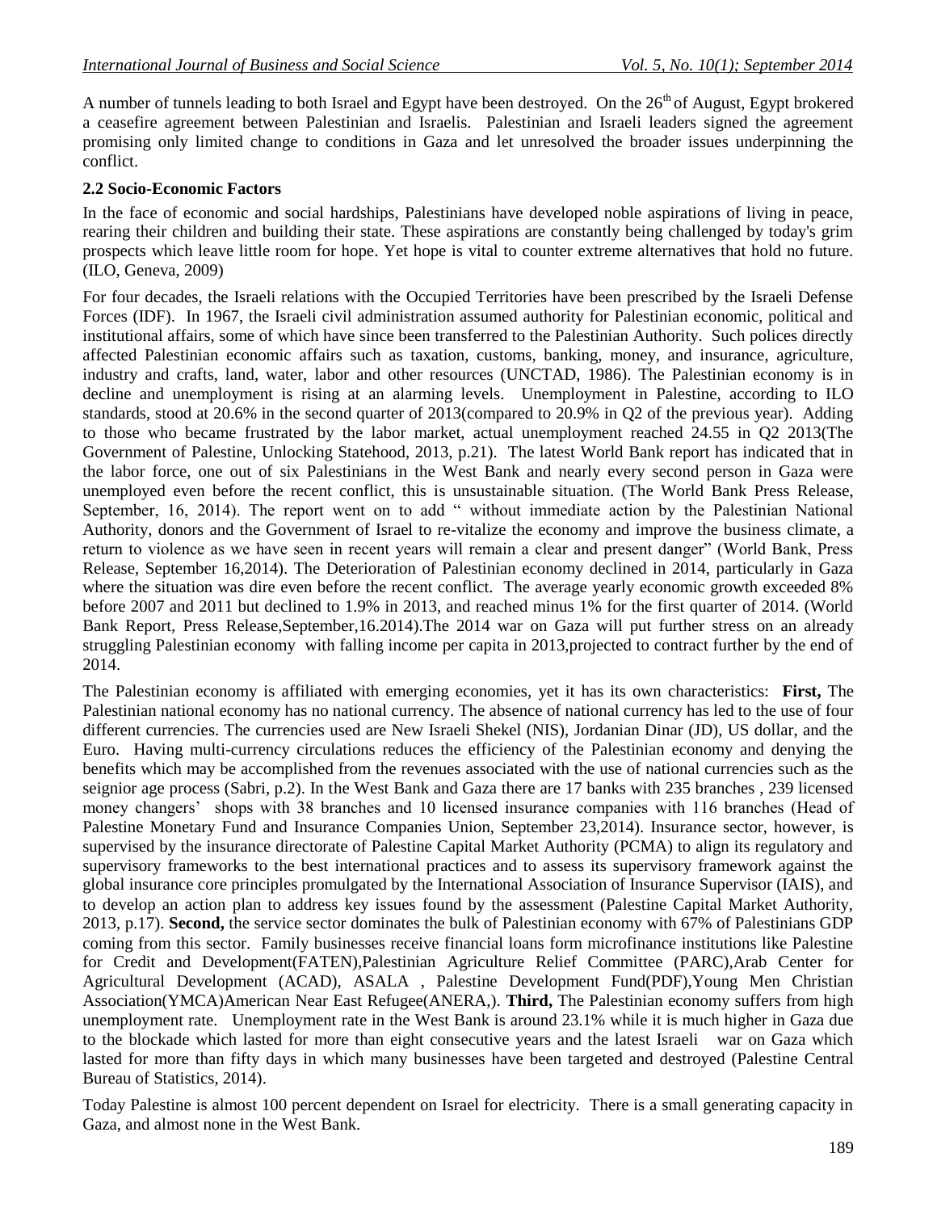A number of tunnels leading to both Israel and Egypt have been destroyed. On the 26th of August, Egypt brokered a ceasefire agreement between Palestinian and Israelis. Palestinian and Israeli leaders signed the agreement promising only limited change to conditions in Gaza and let unresolved the broader issues underpinning the conflict.

### 2.2 Socio-Economic Factors

In the face of economic and social hardships, Palestinians have developed noble aspirations of living in peace, rearing their children and building their state. These aspirations are constantly being challenged by today's grim prospects which leave little room for hope. Yet hope is vital to counter extreme alternatives that hold no future. (ILO, Geneva, 2009)

For four decades, the Israeli relations with the Occupied Territories have been prescribed by the Israeli Defense Forces (IDF). In 1967, the Israeli civil administration assumed authority for Palestinian economic, political and institutional affairs, some of which have since been transferred to the Palestinian Authority. Such polices directly affected Palestinian economic affairs such as taxation, customs, banking, money, and insurance, agriculture, industry and crafts, land, water, labor and other resources (UNCTAD, 1986). The Palestinian economy is in decline and unemployment is rising at an alarming levels. Unemployment in Palestine, according to ILO standards, stood at 20.6% in the second quarter of 2013(compared to 20.9% in Q2 of the previous year). Adding to those who became frustrated by the labor market, actual unemployment reached 24.55 in Q2 2013(The Government of Palestine, Unlocking Statehood, 2013, p.21). The latest World Bank report has indicated that in the labor force, one out of six Palestinians in the West Bank and nearly every second person in Gaza were unemployed even before the recent conflict, this is unsustainable situation. (The World Bank Press Release, September, 16, 2014). The report went on to add " without immediate action by the Palestinian National Authority, donors and the Government of Israel to re-vitalize the economy and improve the business climate, a return to violence as we have seen in recent years will remain a clear and present danger" (World Bank, Press Release, September 16,2014). The Deterioration of Palestinian economy declined in 2014, particularly in Gaza where the situation was dire even before the recent conflict. The average yearly economic growth exceeded 8% before 2007 and 2011 but declined to 1.9% in 2013, and reached minus 1% for the first quarter of 2014. (World Bank Report, Press Release,September,16.2014).The 2014 war on Gaza will put further stress on an already struggling Palestinian economy with falling income per capita in 2013,projected to contract further by the end of 2014.

The Palestinian economy is affiliated with emerging economies, yet it has its own characteristics: **First,** The Palestinian national economy has no national currency. The absence of national currency has led to the use of four different currencies. The currencies used are New Israeli Shekel (NIS), Jordanian Dinar (JD), US dollar, and the Euro. Having multi-currency circulations reduces the efficiency of the Palestinian economy and denying the benefits which may be accomplished from the revenues associated with the use of national currencies such as the seignior age process (Sabri, p.2). In the West Bank and Gaza there are 17 banks with 235 branches , 239 licensed money changers' shops with 38 branches and 10 licensed insurance companies with 116 branches (Head of Palestine Monetary Fund and Insurance Companies Union, September 23,2014). Insurance sector, however, is supervised by the insurance directorate of Palestine Capital Market Authority (PCMA) to align its regulatory and supervisory frameworks to the best international practices and to assess its supervisory framework against the global insurance core principles promulgated by the International Association of Insurance Supervisor (IAIS), and to develop an action plan to address key issues found by the assessment (Palestine Capital Market Authority, 2013, p.17). **Second,** the service sector dominates the bulk of Palestinian economy with 67% of Palestinians GDP coming from this sector. Family businesses receive financial loans form microfinance institutions like Palestine for Credit and Development(FATEN),Palestinian Agriculture Relief Committee (PARC),Arab Center for Agricultural Development (ACAD), ASALA , Palestine Development Fund(PDF),Young Men Christian Association(YMCA)American Near East Refugee(ANERA,). **Third,** The Palestinian economy suffers from high unemployment rate. Unemployment rate in the West Bank is around 23.1% while it is much higher in Gaza due to the blockade which lasted for more than eight consecutive years and the latest Israeli war on Gaza which lasted for more than fifty days in which many businesses have been targeted and destroyed (Palestine Central Bureau of Statistics, 2014).

Today Palestine is almost 100 percent dependent on Israel for electricity. There is a small generating capacity in Gaza, and almost none in the West Bank.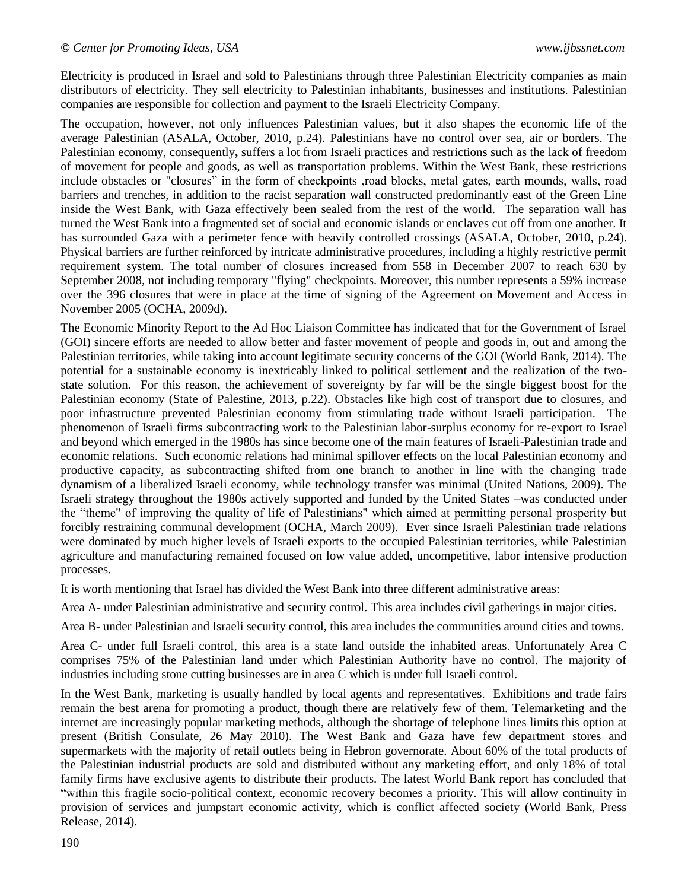Electricity is produced in Israel and sold to Palestinians through three Palestinian Electricity companies as main distributors of electricity. They sell electricity to Palestinian inhabitants, businesses and institutions. Palestinian companies are responsible for collection and payment to the Israeli Electricity Company.

The occupation, however, not only influences Palestinian values, but it also shapes the economic life of the average Palestinian (ASALA, October, 2010, p.24). Palestinians have no control over sea, air or borders. The Palestinian economy, consequently**,** suffers a lot from Israeli practices and restrictions such as the lack of freedom of movement for people and goods, as well as transportation problems. Within the West Bank, these restrictions include obstacles or "closures" in the form of checkpoints ,road blocks, metal gates, earth mounds, walls, road barriers and trenches, in addition to the racist separation wall constructed predominantly east of the Green Line inside the West Bank, with Gaza effectively been sealed from the rest of the world. The separation wall has turned the West Bank into a fragmented set of social and economic islands or enclaves cut off from one another. It has surrounded Gaza with a perimeter fence with heavily controlled crossings (ASALA, October, 2010, p.24). Physical barriers are further reinforced by intricate administrative procedures, including a highly restrictive permit requirement system. The total number of closures increased from 558 in December 2007 to reach 630 by September 2008, not including temporary "flying" checkpoints. Moreover, this number represents a 59% increase over the 396 closures that were in place at the time of signing of the Agreement on Movement and Access in November 2005 (OCHA, 2009d).

The Economic Minority Report to the Ad Hoc Liaison Committee has indicated that for the Government of Israel (GOI) sincere efforts are needed to allow better and faster movement of people and goods in, out and among the Palestinian territories, while taking into account legitimate security concerns of the GOI (World Bank, 2014). The potential for a sustainable economy is inextricably linked to political settlement and the realization of the two-state solution. For this reason, the achievement of sovereignty by far will be the single biggest boost for the Palestinian economy (State of Palestine, 2013, p.22). Obstacles like high cost of transport due to closures, and poor infrastructure prevented Palestinian economy from stimulating trade without Israeli participation. The phenomenon of Israeli firms subcontracting work to the Palestinian labor-surplus economy for re-export to Israel and beyond which emerged in the 1980s has since become one of the main features of Israeli-Palestinian trade and economic relations. Such economic relations had minimal spillover effects on the local Palestinian economy and productive capacity, as subcontracting shifted from one branch to another in line with the changing trade dynamism of a liberalized Israeli economy, while technology transfer was minimal (United Nations, 2009). The Israeli strategy throughout the 1980s actively supported and funded by the United States –was conducted under the "theme" of improving the quality of life of Palestinians" which aimed at permitting personal prosperity but forcibly restraining communal development (OCHA, March 2009). Ever since Israeli Palestinian trade relations were dominated by much higher levels of Israeli exports to the occupied Palestinian territories, while Palestinian agriculture and manufacturing remained focused on low value added, uncompetitive, labor intensive production processes.

It is worth mentioning that Israel has divided the West Bank into three different administrative areas:

Area A- under Palestinian administrative and security control. This area includes civil gatherings in major cities.

Area B- under Palestinian and Israeli security control, this area includes the communities around cities and towns.

Area C- under full Israeli control, this area is a state land outside the inhabited areas. Unfortunately Area C comprises 75% of the Palestinian land under which Palestinian Authority have no control. The majority of industries including stone cutting businesses are in area C which is under full Israeli control.

In the West Bank, marketing is usually handled by local agents and representatives. Exhibitions and trade fairs remain the best arena for promoting a product, though there are relatively few of them. Telemarketing and the internet are increasingly popular marketing methods, although the shortage of telephone lines limits this option at present (British Consulate, 26 May 2010). The West Bank and Gaza have few department stores and supermarkets with the majority of retail outlets being in Hebron governorate. About 60% of the total products of the Palestinian industrial products are sold and distributed without any marketing effort, and only 18% of total family firms have exclusive agents to distribute their products. The latest World Bank report has concluded that "within this fragile socio-political context, economic recovery becomes a priority. This will allow continuity in provision of services and jumpstart economic activity, which is conflict affected society (World Bank, Press Release, 2014).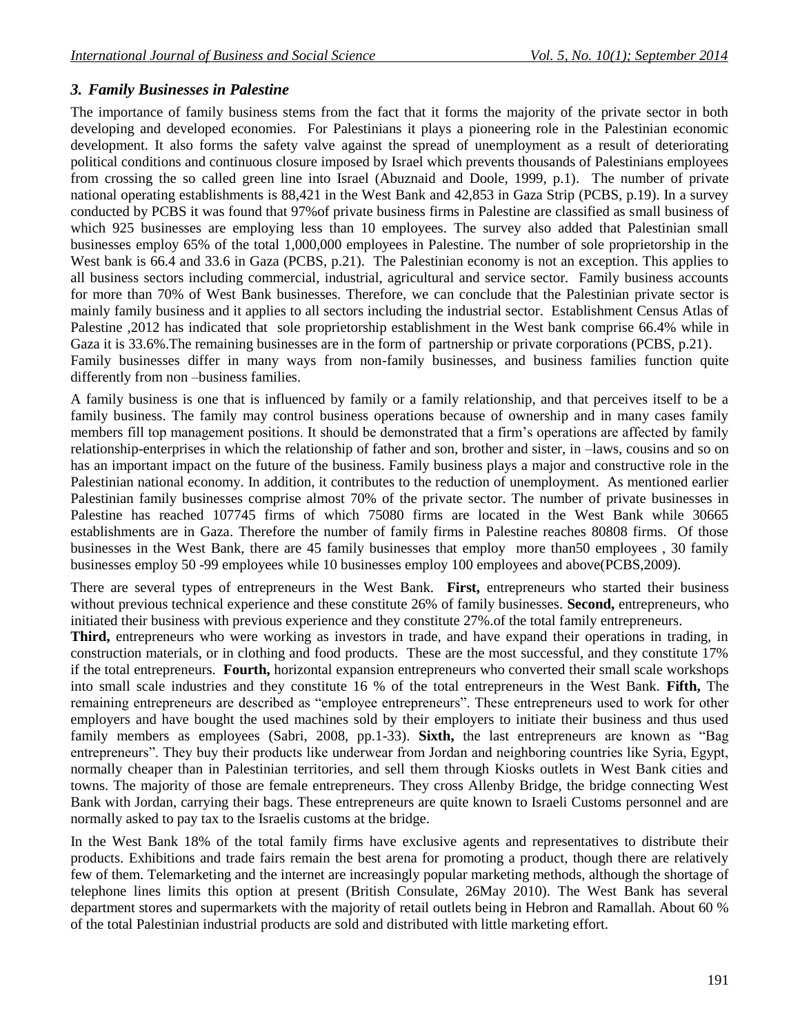### *3. Family Businesses in Palestine*

The importance of family business stems from the fact that it forms the majority of the private sector in both developing and developed economies. For Palestinians it plays a pioneering role in the Palestinian economic development. It also forms the safety valve against the spread of unemployment as a result of deteriorating political conditions and continuous closure imposed by Israel which prevents thousands of Palestinians employees from crossing the so called green line into Israel (Abuznaid and Doole, 1999, p.1). The number of private national operating establishments is 88,421 in the West Bank and 42,853 in Gaza Strip (PCBS, p.19). In a survey conducted by PCBS it was found that 97%of private business firms in Palestine are classified as small business of which 925 businesses are employing less than 10 employees. The survey also added that Palestinian small businesses employ 65% of the total 1,000,000 employees in Palestine. The number of sole proprietorship in the West bank is 66.4 and 33.6 in Gaza (PCBS, p.21). The Palestinian economy is not an exception. This applies to all business sectors including commercial, industrial, agricultural and service sector. Family business accounts for more than 70% of West Bank businesses. Therefore, we can conclude that the Palestinian private sector is mainly family business and it applies to all sectors including the industrial sector. Establishment Census Atlas of Palestine ,2012 has indicated that sole proprietorship establishment in the West bank comprise 66.4% while in Gaza it is 33.6%.The remaining businesses are in the form of partnership or private corporations (PCBS, p.21). Family businesses differ in many ways from non-family businesses, and business families function quite differently from non –business families.

A family business is one that is influenced by family or a family relationship, and that perceives itself to be a family business. The family may control business operations because of ownership and in many cases family members fill top management positions. It should be demonstrated that a firm's operations are affected by family relationship-enterprises in which the relationship of father and son, brother and sister, in –laws, cousins and so on has an important impact on the future of the business. Family business plays a major and constructive role in the Palestinian national economy. In addition, it contributes to the reduction of unemployment. As mentioned earlier Palestinian family businesses comprise almost 70% of the private sector. The number of private businesses in Palestine has reached 107745 firms of which 75080 firms are located in the West Bank while 30665 establishments are in Gaza. Therefore the number of family firms in Palestine reaches 80808 firms. Of those businesses in the West Bank, there are 45 family businesses that employ more than50 employees , 30 family businesses employ 50 -99 employees while 10 businesses employ 100 employees and above(PCBS,2009).

There are several types of entrepreneurs in the West Bank. **First,** entrepreneurs who started their business without previous technical experience and these constitute 26% of family businesses. **Second,** entrepreneurs, who initiated their business with previous experience and they constitute 27%.of the total family entrepreneurs.
**Third,** entrepreneurs who were working as investors in trade, and have expand their operations in trading, in construction materials, or in clothing and food products. These are the most successful, and they constitute 17% if the total entrepreneurs. **Fourth,** horizontal expansion entrepreneurs who converted their small scale workshops into small scale industries and they constitute 16 % of the total entrepreneurs in the West Bank. **Fifth,** The remaining entrepreneurs are described as "employee entrepreneurs". These entrepreneurs used to work for other employers and have bought the used machines sold by their employers to initiate their business and thus used family members as employees (Sabri, 2008, pp.1-33). **Sixth,** the last entrepreneurs are known as "Bag entrepreneurs". They buy their products like underwear from Jordan and neighboring countries like Syria, Egypt, normally cheaper than in Palestinian territories, and sell them through Kiosks outlets in West Bank cities and towns. The majority of those are female entrepreneurs. They cross Allenby Bridge, the bridge connecting West Bank with Jordan, carrying their bags. These entrepreneurs are quite known to Israeli Customs personnel and are normally asked to pay tax to the Israelis customs at the bridge.

In the West Bank 18% of the total family firms have exclusive agents and representatives to distribute their products. Exhibitions and trade fairs remain the best arena for promoting a product, though there are relatively few of them. Telemarketing and the internet are increasingly popular marketing methods, although the shortage of telephone lines limits this option at present (British Consulate, 26May 2010). The West Bank has several department stores and supermarkets with the majority of retail outlets being in Hebron and Ramallah. About 60 % of the total Palestinian industrial products are sold and distributed with little marketing effort.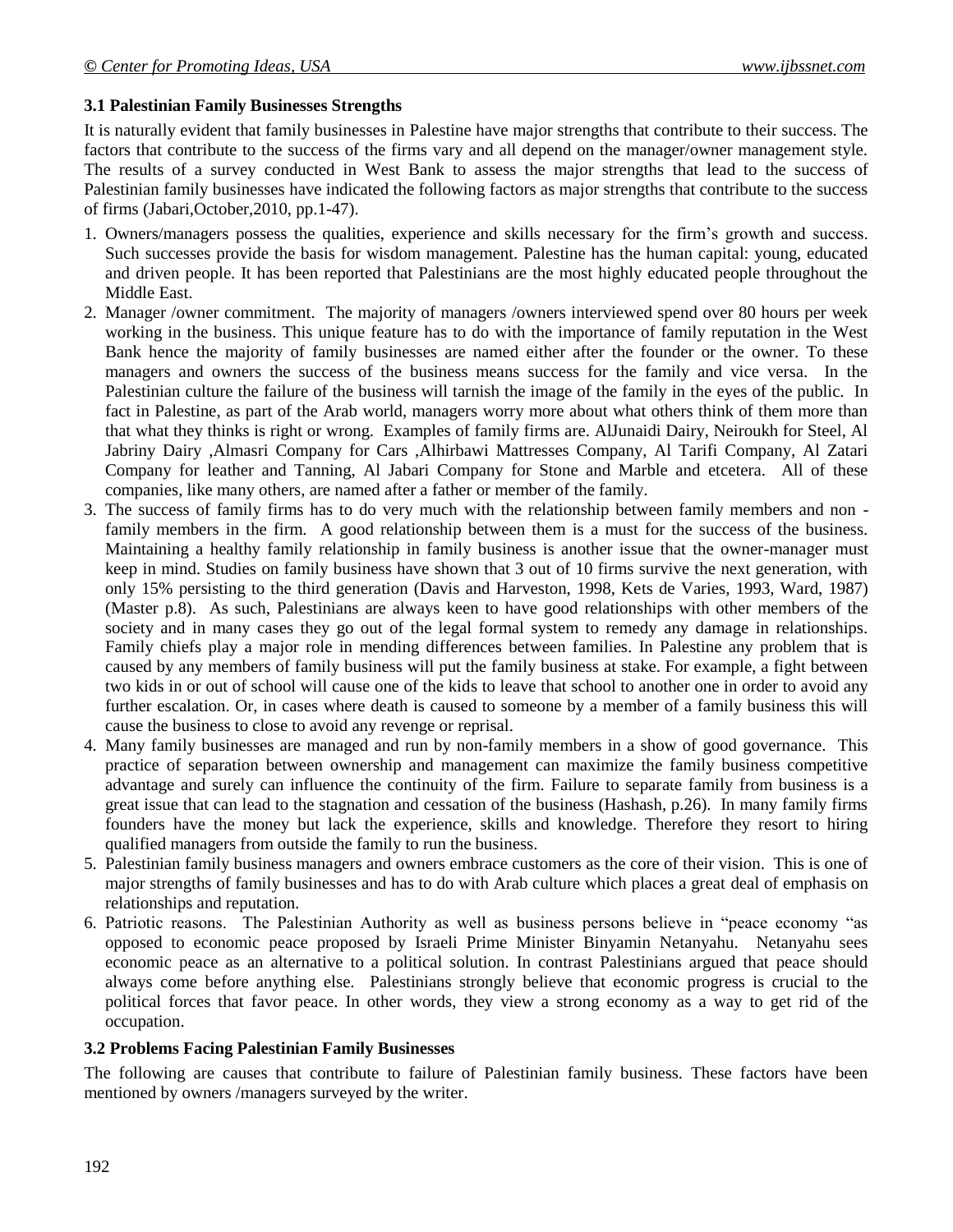### 3.1 Palestinian Family Businesses Strengths

It is naturally evident that family businesses in Palestine have major strengths that contribute to their success. The factors that contribute to the success of the firms vary and all depend on the manager/owner management style. The results of a survey conducted in West Bank to assess the major strengths that lead to the success of Palestinian family businesses have indicated the following factors as major strengths that contribute to the success of firms (Jabari,October,2010, pp.1-47).

1. Owners/managers possess the qualities, experience and skills necessary for the firm's growth and success. Such successes provide the basis for wisdom management. Palestine has the human capital: young, educated and driven people. It has been reported that Palestinians are the most highly educated people throughout the Middle East.
2. Manager /owner commitment. The majority of managers /owners interviewed spend over 80 hours per week working in the business. This unique feature has to do with the importance of family reputation in the West Bank hence the majority of family businesses are named either after the founder or the owner. To these managers and owners the success of the business means success for the family and vice versa. In the Palestinian culture the failure of the business will tarnish the image of the family in the eyes of the public. In fact in Palestine, as part of the Arab world, managers worry more about what others think of them more than that what they thinks is right or wrong. Examples of family firms are. AlJunaidi Dairy, Neiroukh for Steel, Al Jabriny Dairy ,Almasri Company for Cars ,Alhirbawi Mattresses Company, Al Tarifi Company, Al Zatari Company for leather and Tanning, Al Jabari Company for Stone and Marble and etcetera. All of these companies, like many others, are named after a father or member of the family.
3. The success of family firms has to do very much with the relationship between family members and non - family members in the firm. A good relationship between them is a must for the success of the business. Maintaining a healthy family relationship in family business is another issue that the owner-manager must keep in mind. Studies on family business have shown that 3 out of 10 firms survive the next generation, with only 15% persisting to the third generation (Davis and Harveston, 1998, Kets de Varies, 1993, Ward, 1987) (Master p.8). As such, Palestinians are always keen to have good relationships with other members of the society and in many cases they go out of the legal formal system to remedy any damage in relationships. Family chiefs play a major role in mending differences between families. In Palestine any problem that is caused by any members of family business will put the family business at stake. For example, a fight between two kids in or out of school will cause one of the kids to leave that school to another one in order to avoid any further escalation. Or, in cases where death is caused to someone by a member of a family business this will cause the business to close to avoid any revenge or reprisal.
4. Many family businesses are managed and run by non-family members in a show of good governance. This practice of separation between ownership and management can maximize the family business competitive advantage and surely can influence the continuity of the firm. Failure to separate family from business is a great issue that can lead to the stagnation and cessation of the business (Hashash, p.26). In many family firms founders have the money but lack the experience, skills and knowledge. Therefore they resort to hiring qualified managers from outside the family to run the business.
5. Palestinian family business managers and owners embrace customers as the core of their vision. This is one of major strengths of family businesses and has to do with Arab culture which places a great deal of emphasis on relationships and reputation.
6. Patriotic reasons. The Palestinian Authority as well as business persons believe in "peace economy "as opposed to economic peace proposed by Israeli Prime Minister Binyamin Netanyahu. Netanyahu sees economic peace as an alternative to a political solution. In contrast Palestinians argued that peace should always come before anything else. Palestinians strongly believe that economic progress is crucial to the political forces that favor peace. In other words, they view a strong economy as a way to get rid of the occupation.

### 3.2 Problems Facing Palestinian Family Businesses

The following are causes that contribute to failure of Palestinian family business. These factors have been mentioned by owners /managers surveyed by the writer.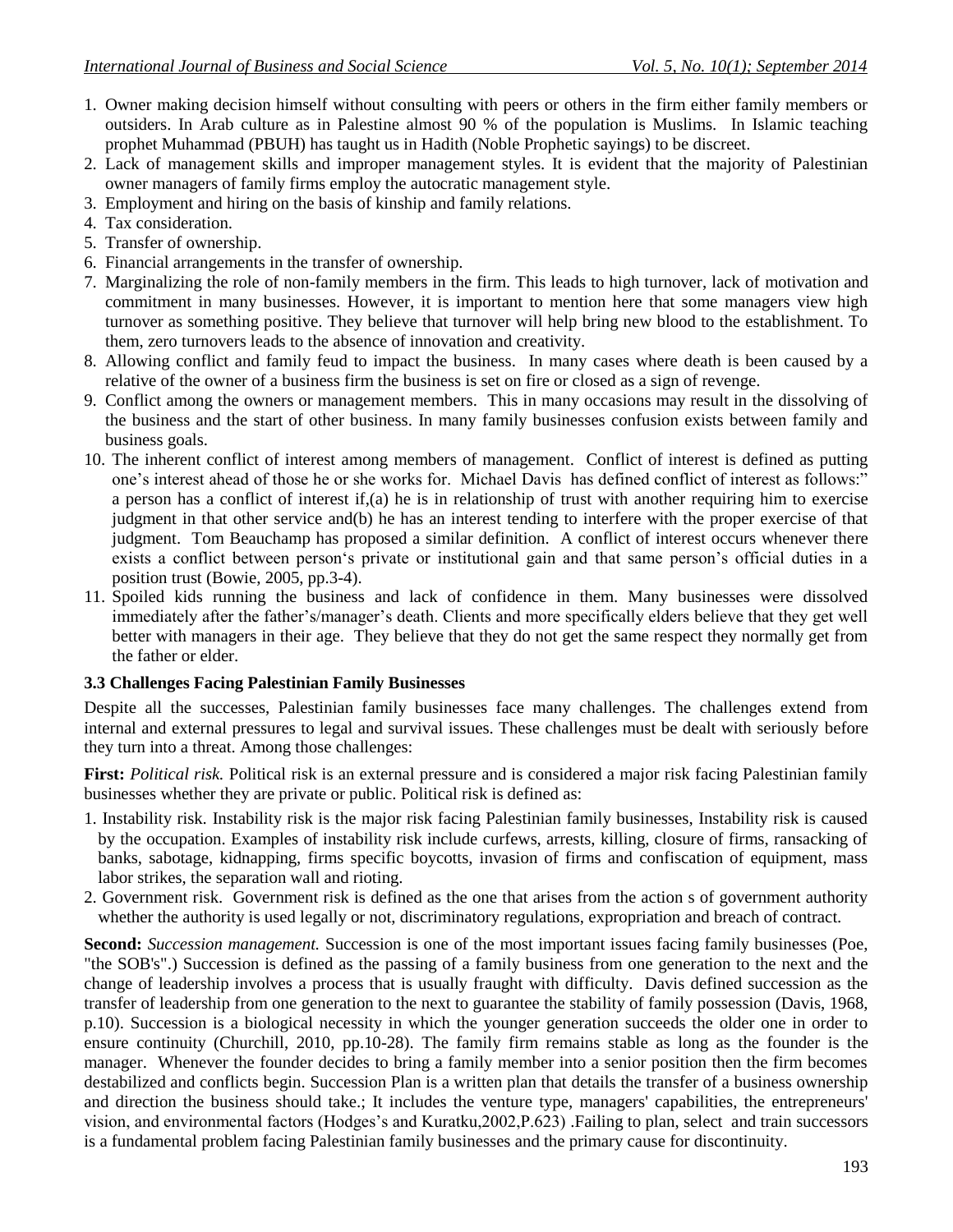1. Owner making decision himself without consulting with peers or others in the firm either family members or outsiders. In Arab culture as in Palestine almost 90 % of the population is Muslims. In Islamic teaching prophet Muhammad (PBUH) has taught us in Hadith (Noble Prophetic sayings) to be discreet.
2. Lack of management skills and improper management styles. It is evident that the majority of Palestinian owner managers of family firms employ the autocratic management style.
3. Employment and hiring on the basis of kinship and family relations.
4. Tax consideration.
5. Transfer of ownership.
6. Financial arrangements in the transfer of ownership.
7. Marginalizing the role of non-family members in the firm. This leads to high turnover, lack of motivation and commitment in many businesses. However, it is important to mention here that some managers view high turnover as something positive. They believe that turnover will help bring new blood to the establishment. To them, zero turnovers leads to the absence of innovation and creativity.
8. Allowing conflict and family feud to impact the business. In many cases where death is been caused by a relative of the owner of a business firm the business is set on fire or closed as a sign of revenge.
9. Conflict among the owners or management members. This in many occasions may result in the dissolving of the business and the start of other business. In many family businesses confusion exists between family and business goals.
10. The inherent conflict of interest among members of management. Conflict of interest is defined as putting one's interest ahead of those he or she works for. Michael Davis has defined conflict of interest as follows:" a person has a conflict of interest if,(a) he is in relationship of trust with another requiring him to exercise judgment in that other service and(b) he has an interest tending to interfere with the proper exercise of that judgment. Tom Beauchamp has proposed a similar definition. A conflict of interest occurs whenever there exists a conflict between person's private or institutional gain and that same person's official duties in a position trust (Bowie, 2005, pp.3-4).
11. Spoiled kids running the business and lack of confidence in them. Many businesses were dissolved immediately after the father's/manager's death. Clients and more specifically elders believe that they get well better with managers in their age. They believe that they do not get the same respect they normally get from the father or elder.

### 3.3 Challenges Facing Palestinian Family Businesses

Despite all the successes, Palestinian family businesses face many challenges. The challenges extend from internal and external pressures to legal and survival issues. These challenges must be dealt with seriously before they turn into a threat. Among those challenges:

**First:** *Political risk.* Political risk is an external pressure and is considered a major risk facing Palestinian family businesses whether they are private or public. Political risk is defined as:

1. Instability risk. Instability risk is the major risk facing Palestinian family businesses, Instability risk is caused by the occupation. Examples of instability risk include curfews, arrests, killing, closure of firms, ransacking of banks, sabotage, kidnapping, firms specific boycotts, invasion of firms and confiscation of equipment, mass labor strikes, the separation wall and rioting.
2. Government risk. Government risk is defined as the one that arises from the action s of government authority whether the authority is used legally or not, discriminatory regulations, expropriation and breach of contract.

**Second:** *Succession management.* Succession is one of the most important issues facing family businesses (Poe, "the SOB's".) Succession is defined as the passing of a family business from one generation to the next and the change of leadership involves a process that is usually fraught with difficulty. Davis defined succession as the transfer of leadership from one generation to the next to guarantee the stability of family possession (Davis, 1968, p.10). Succession is a biological necessity in which the younger generation succeeds the older one in order to ensure continuity (Churchill, 2010, pp.10-28). The family firm remains stable as long as the founder is the manager. Whenever the founder decides to bring a family member into a senior position then the firm becomes destabilized and conflicts begin. Succession Plan is a written plan that details the transfer of a business ownership and direction the business should take.; It includes the venture type, managers' capabilities, the entrepreneurs' vision, and environmental factors (Hodges's and Kuratku,2002,P.623) .Failing to plan, select and train successors is a fundamental problem facing Palestinian family businesses and the primary cause for discontinuity.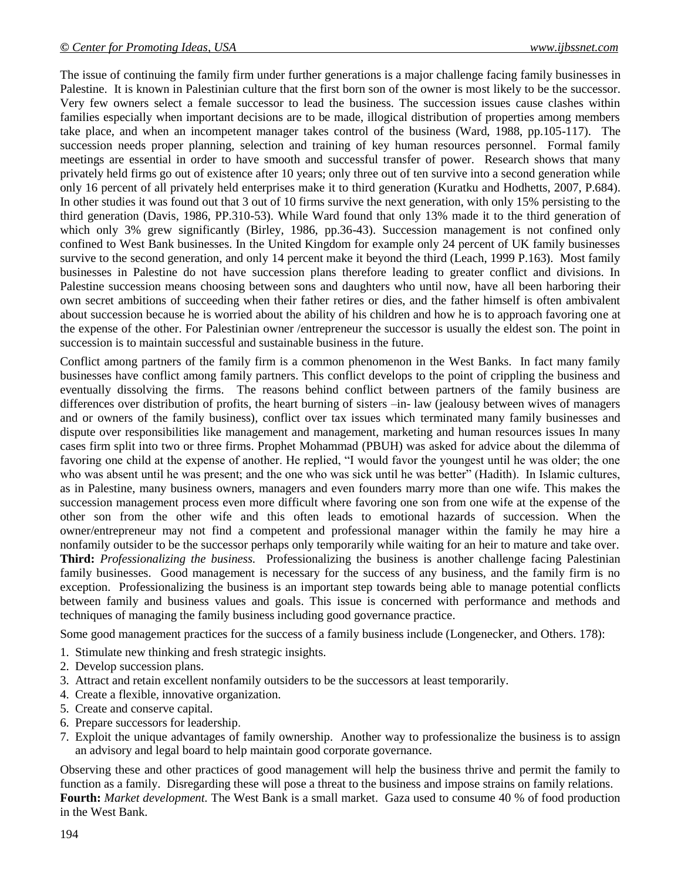The issue of continuing the family firm under further generations is a major challenge facing family businesses in Palestine. It is known in Palestinian culture that the first born son of the owner is most likely to be the successor. Very few owners select a female successor to lead the business. The succession issues cause clashes within families especially when important decisions are to be made, illogical distribution of properties among members take place, and when an incompetent manager takes control of the business (Ward, 1988, pp.105-117). The succession needs proper planning, selection and training of key human resources personnel. Formal family meetings are essential in order to have smooth and successful transfer of power. Research shows that many privately held firms go out of existence after 10 years; only three out of ten survive into a second generation while only 16 percent of all privately held enterprises make it to third generation (Kuratku and Hodhetts, 2007, P.684). In other studies it was found out that 3 out of 10 firms survive the next generation, with only 15% persisting to the third generation (Davis, 1986, PP.310-53). While Ward found that only 13% made it to the third generation of which only 3% grew significantly (Birley, 1986, pp.36-43). Succession management is not confined only confined to West Bank businesses. In the United Kingdom for example only 24 percent of UK family businesses survive to the second generation, and only 14 percent make it beyond the third (Leach, 1999 P.163). Most family businesses in Palestine do not have succession plans therefore leading to greater conflict and divisions. In Palestine succession means choosing between sons and daughters who until now, have all been harboring their own secret ambitions of succeeding when their father retires or dies, and the father himself is often ambivalent about succession because he is worried about the ability of his children and how he is to approach favoring one at the expense of the other. For Palestinian owner /entrepreneur the successor is usually the eldest son. The point in succession is to maintain successful and sustainable business in the future.

Conflict among partners of the family firm is a common phenomenon in the West Banks. In fact many family businesses have conflict among family partners. This conflict develops to the point of crippling the business and eventually dissolving the firms. The reasons behind conflict between partners of the family business are differences over distribution of profits, the heart burning of sisters –in- law (jealousy between wives of managers and or owners of the family business), conflict over tax issues which terminated many family businesses and dispute over responsibilities like management and management, marketing and human resources issues In many cases firm split into two or three firms. Prophet Mohammad (PBUH) was asked for advice about the dilemma of favoring one child at the expense of another. He replied, "I would favor the youngest until he was older; the one who was absent until he was present; and the one who was sick until he was better" (Hadith). In Islamic cultures, as in Palestine, many business owners, managers and even founders marry more than one wife. This makes the succession management process even more difficult where favoring one son from one wife at the expense of the other son from the other wife and this often leads to emotional hazards of succession. When the owner/entrepreneur may not find a competent and professional manager within the family he may hire a nonfamily outsider to be the successor perhaps only temporarily while waiting for an heir to mature and take over.

**Third:** *Professionalizing the business.* Professionalizing the business is another challenge facing Palestinian family businesses. Good management is necessary for the success of any business, and the family firm is no exception. Professionalizing the business is an important step towards being able to manage potential conflicts between family and business values and goals. This issue is concerned with performance and methods and techniques of managing the family business including good governance practice.

Some good management practices for the success of a family business include (Longenecker, and Others. 178):

1. Stimulate new thinking and fresh strategic insights.
2. Develop succession plans.
3. Attract and retain excellent nonfamily outsiders to be the successors at least temporarily.
4. Create a flexible, innovative organization.
5. Create and conserve capital.
6. Prepare successors for leadership.
7. Exploit the unique advantages of family ownership. Another way to professionalize the business is to assign an advisory and legal board to help maintain good corporate governance.

Observing these and other practices of good management will help the business thrive and permit the family to function as a family. Disregarding these will pose a threat to the business and impose strains on family relations.

**Fourth:** *Market development.* The West Bank is a small market. Gaza used to consume 40 % of food production in the West Bank.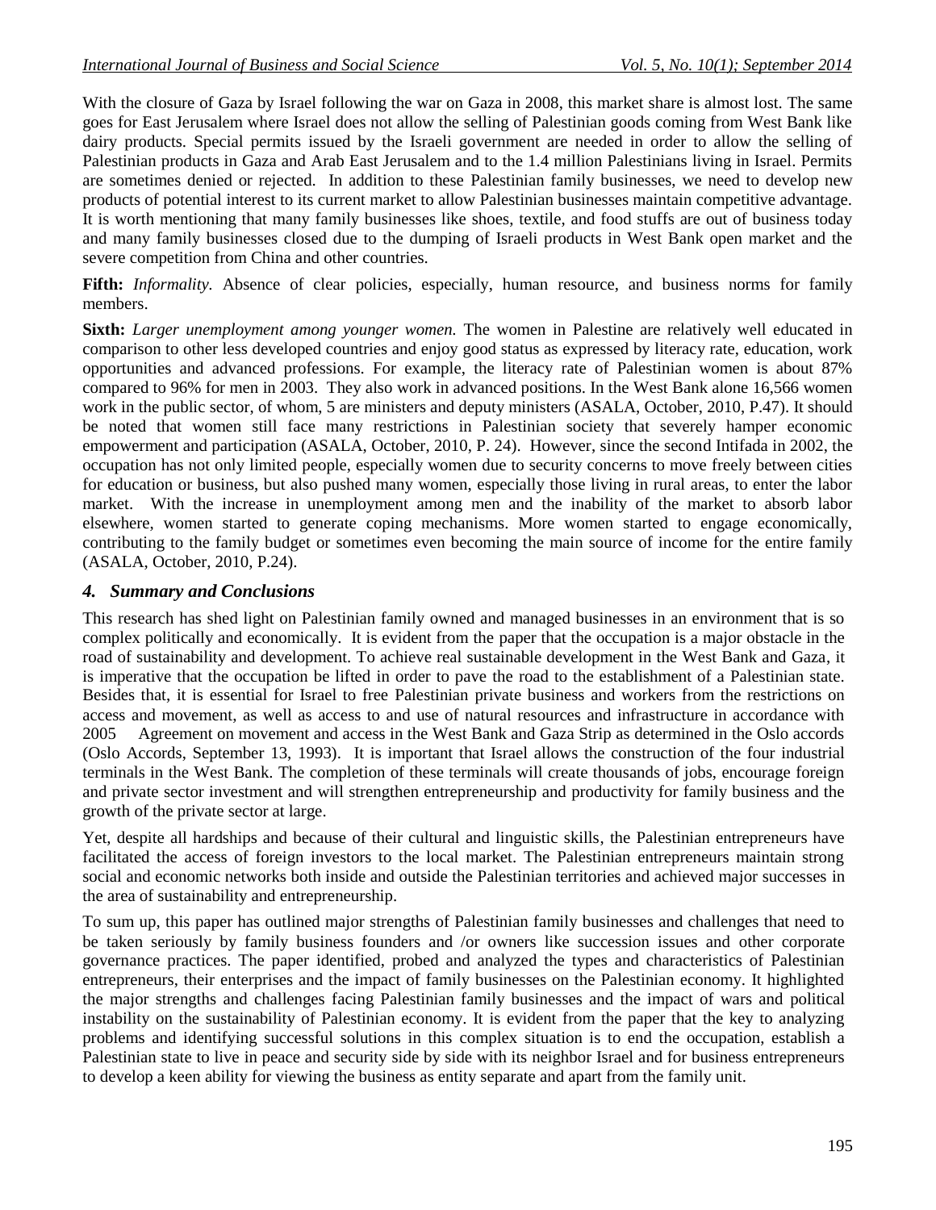With the closure of Gaza by Israel following the war on Gaza in 2008, this market share is almost lost. The same goes for East Jerusalem where Israel does not allow the selling of Palestinian goods coming from West Bank like dairy products. Special permits issued by the Israeli government are needed in order to allow the selling of Palestinian products in Gaza and Arab East Jerusalem and to the 1.4 million Palestinians living in Israel. Permits are sometimes denied or rejected. In addition to these Palestinian family businesses, we need to develop new products of potential interest to its current market to allow Palestinian businesses maintain competitive advantage. It is worth mentioning that many family businesses like shoes, textile, and food stuffs are out of business today and many family businesses closed due to the dumping of Israeli products in West Bank open market and the severe competition from China and other countries.

**Fifth:** *Informality.* Absence of clear policies, especially, human resource, and business norms for family members.

**Sixth:** *Larger unemployment among younger women.* The women in Palestine are relatively well educated in comparison to other less developed countries and enjoy good status as expressed by literacy rate, education, work opportunities and advanced professions. For example, the literacy rate of Palestinian women is about 87% compared to 96% for men in 2003. They also work in advanced positions. In the West Bank alone 16,566 women work in the public sector, of whom, 5 are ministers and deputy ministers (ASALA, October, 2010, P.47). It should be noted that women still face many restrictions in Palestinian society that severely hamper economic empowerment and participation (ASALA, October, 2010, P. 24). However, since the second Intifada in 2002, the occupation has not only limited people, especially women due to security concerns to move freely between cities for education or business, but also pushed many women, especially those living in rural areas, to enter the labor market. With the increase in unemployment among men and the inability of the market to absorb labor elsewhere, women started to generate coping mechanisms. More women started to engage economically, contributing to the family budget or sometimes even becoming the main source of income for the entire family (ASALA, October, 2010, P.24).

## *4. Summary and Conclusions*

This research has shed light on Palestinian family owned and managed businesses in an environment that is so complex politically and economically. It is evident from the paper that the occupation is a major obstacle in the road of sustainability and development. To achieve real sustainable development in the West Bank and Gaza, it is imperative that the occupation be lifted in order to pave the road to the establishment of a Palestinian state. Besides that, it is essential for Israel to free Palestinian private business and workers from the restrictions on access and movement, as well as access to and use of natural resources and infrastructure in accordance with 2005 Agreement on movement and access in the West Bank and Gaza Strip as determined in the Oslo accords (Oslo Accords, September 13, 1993). It is important that Israel allows the construction of the four industrial terminals in the West Bank. The completion of these terminals will create thousands of jobs, encourage foreign and private sector investment and will strengthen entrepreneurship and productivity for family business and the growth of the private sector at large.

Yet, despite all hardships and because of their cultural and linguistic skills, the Palestinian entrepreneurs have facilitated the access of foreign investors to the local market. The Palestinian entrepreneurs maintain strong social and economic networks both inside and outside the Palestinian territories and achieved major successes in the area of sustainability and entrepreneurship.

To sum up, this paper has outlined major strengths of Palestinian family businesses and challenges that need to be taken seriously by family business founders and /or owners like succession issues and other corporate governance practices. The paper identified, probed and analyzed the types and characteristics of Palestinian entrepreneurs, their enterprises and the impact of family businesses on the Palestinian economy. It highlighted the major strengths and challenges facing Palestinian family businesses and the impact of wars and political instability on the sustainability of Palestinian economy. It is evident from the paper that the key to analyzing problems and identifying successful solutions in this complex situation is to end the occupation, establish a Palestinian state to live in peace and security side by side with its neighbor Israel and for business entrepreneurs to develop a keen ability for viewing the business as entity separate and apart from the family unit.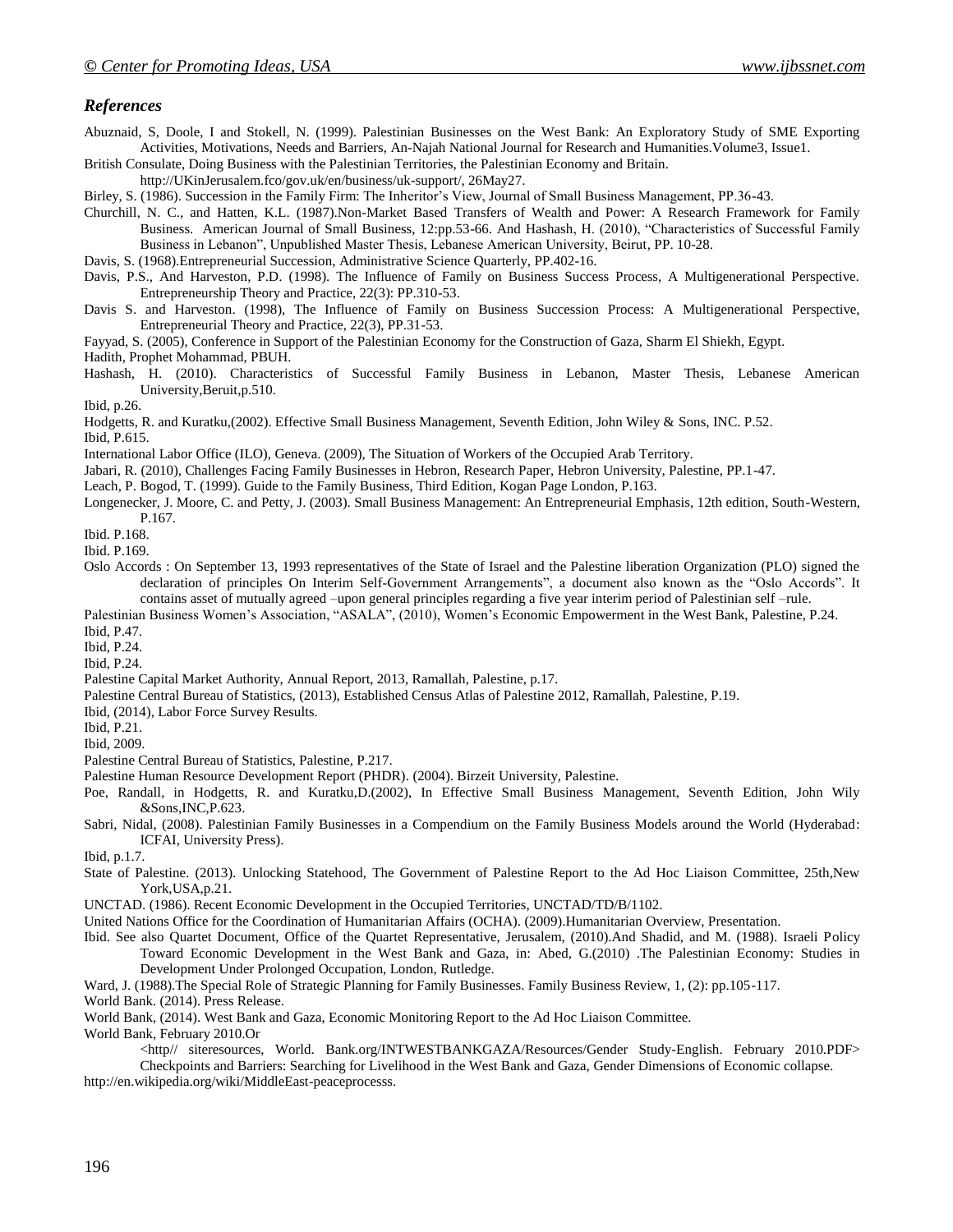## *References*

Abuznaid, S, Doole, I and Stokell, N. (1999). Palestinian Businesses on the West Bank: An Exploratory Study of SME Exporting Activities, Motivations, Needs and Barriers, An-Najah National Journal for Research and Humanities.Volume3, Issue1.

British Consulate, Doing Business with the Palestinian Territories, the Palestinian Economy and Britain. http://UKinJerusalem.fco/gov.uk/en/business/uk-support/, 26May27.

Birley, S. (1986). Succession in the Family Firm: The Inheritor's View, Journal of Small Business Management, PP.36-43.

Churchill, N. C., and Hatten, K.L. (1987).Non-Market Based Transfers of Wealth and Power: A Research Framework for Family Business. American Journal of Small Business, 12:pp.53-66. And Hashash, H. (2010), "Characteristics of Successful Family Business in Lebanon", Unpublished Master Thesis, Lebanese American University, Beirut, PP. 10-28.

Davis, S. (1968).Entrepreneurial Succession, Administrative Science Quarterly, PP.402-16.

Davis, P.S., And Harveston, P.D. (1998). The Influence of Family on Business Success Process, A Multigenerational Perspective. Entrepreneurship Theory and Practice, 22(3): PP.310-53.

Davis S. and Harveston. (1998), The Influence of Family on Business Succession Process: A Multigenerational Perspective, Entrepreneurial Theory and Practice, 22(3), PP.31-53.

Fayyad, S. (2005), Conference in Support of the Palestinian Economy for the Construction of Gaza, Sharm El Shiekh, Egypt.

Hadith, Prophet Mohammad, PBUH.

Hashash, H. (2010). Characteristics of Successful Family Business in Lebanon, Master Thesis, Lebanese American University,Beruit,p.510.

Ibid, p.26.

Hodgetts, R. and Kuratku,(2002). Effective Small Business Management, Seventh Edition, John Wiley & Sons, INC. P.52.

Ibid, P.615.

International Labor Office (ILO), Geneva. (2009), The Situation of Workers of the Occupied Arab Territory.

Jabari, R. (2010), Challenges Facing Family Businesses in Hebron, Research Paper, Hebron University, Palestine, PP.1-47.

Leach, P. Bogod, T. (1999). Guide to the Family Business, Third Edition, Kogan Page London, P.163.

Longenecker, J. Moore, C. and Petty, J. (2003). Small Business Management: An Entrepreneurial Emphasis, 12th edition, South-Western, P.167.

Ibid. P.168.

Ibid. P.169.

Oslo Accords : On September 13, 1993 representatives of the State of Israel and the Palestine liberation Organization (PLO) signed the declaration of principles On Interim Self-Government Arrangements", a document also known as the "Oslo Accords". It contains asset of mutually agreed –upon general principles regarding a five year interim period of Palestinian self –rule.

Palestinian Business Women's Association, "ASALA", (2010), Women's Economic Empowerment in the West Bank, Palestine, P.24.

Ibid, P.47.

Ibid, P.24.

Ibid, P.24.

Palestine Capital Market Authority, Annual Report, 2013, Ramallah, Palestine, p.17.

Palestine Central Bureau of Statistics, (2013), Established Census Atlas of Palestine 2012, Ramallah, Palestine, P.19.

Ibid, (2014), Labor Force Survey Results.

Ibid, P.21.

Ibid, 2009.

Palestine Central Bureau of Statistics, Palestine, P.217.

Palestine Human Resource Development Report (PHDR). (2004). Birzeit University, Palestine.

Poe, Randall, in Hodgetts, R. and Kuratku,D.(2002), In Effective Small Business Management, Seventh Edition, John Wily &Sons,INC,P.623.

Sabri, Nidal, (2008). Palestinian Family Businesses in a Compendium on the Family Business Models around the World (Hyderabad: ICFAI, University Press).

Ibid, p.1.7.

State of Palestine. (2013). Unlocking Statehood, The Government of Palestine Report to the Ad Hoc Liaison Committee, 25th,New York,USA,p.21.

UNCTAD. (1986). Recent Economic Development in the Occupied Territories, UNCTAD/TD/B/1102.

United Nations Office for the Coordination of Humanitarian Affairs (OCHA). (2009).Humanitarian Overview, Presentation.

Ibid. See also Quartet Document, Office of the Quartet Representative, Jerusalem, (2010).And Shadid, and M. (1988). Israeli Policy Toward Economic Development in the West Bank and Gaza, in: Abed, G.(2010) .The Palestinian Economy: Studies in Development Under Prolonged Occupation, London, Rutledge.

Ward, J. (1988).The Special Role of Strategic Planning for Family Businesses. Family Business Review, 1, (2): pp.105-117.

World Bank. (2014). Press Release.

World Bank, (2014). West Bank and Gaza, Economic Monitoring Report to the Ad Hoc Liaison Committee.

World Bank, February 2010.Or <http// siteresources, World. Bank.org/INTWESTBANKGAZA/Resources/Gender Study-English. February 2010.PDF> Checkpoints and Barriers: Searching for Livelihood in the West Bank and Gaza, Gender Dimensions of Economic collapse.

http://en.wikipedia.org/wiki/MiddleEast-peaceprocesss.